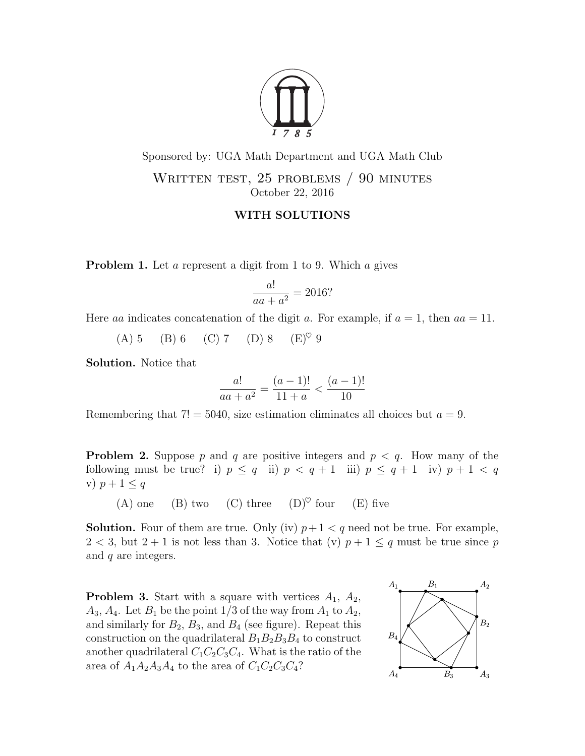1785

Sponsored by: UGA Math Department and UGA Math Club

# Written test, 25 problems / 90 minutes

October 22, 2016

**WITH SOLUTIONS**

**Problem 1.** Let $a$ represent a digit from 1 to 9. Which $a$ gives

$$\frac{a!}{aa + a^2} = 2016?$$

Here $aa$ indicates concatenation of the digit $a$. For example, if $a = 1$, then $aa = 11$.

(A) 5 (B) 6 (C) 7 (D) 8 (E)$^\heartsuit$ 9

**Solution.** Notice that

$$\frac{a!}{aa + a^2} = \frac{(a-1)!}{11 + a} < \frac{(a-1)!}{10}$$

Remembering that $7! = 5040$, size estimation eliminates all choices but $a = 9$.

**Problem 2.** Suppose $p$ and $q$ are positive integers and $p < q$. How many of the following must be true? i) $p \leq q$ ii) $p < q + 1$ iii) $p \leq q + 1$ iv) $p + 1 < q$ v) $p + 1 \leq q$

(A) one (B) two (C) three (D)$^\heartsuit$ four (E) five

**Solution.** Four of them are true. Only (iv) $p + 1 < q$ need not be true. For example, $2 < 3$, but $2 + 1$ is not less than 3. Notice that (v) $p + 1 \leq q$ must be true since $p$ and $q$ are integers.

**Problem 3.** Start with a square with vertices $A_1$, $A_2$, $A_3$, $A_4$. Let $B_1$ be the point 1/3 of the way from $A_1$ to $A_2$, and similarly for $B_2$, $B_3$, and $B_4$ (see figure). Repeat this construction on the quadrilateral $B_1B_2B_3B_4$ to construct another quadrilateral $C_1C_2C_3C_4$. What is the ratio of the area of $A_1A_2A_3A_4$ to the area of $C_1C_2C_3C_4$?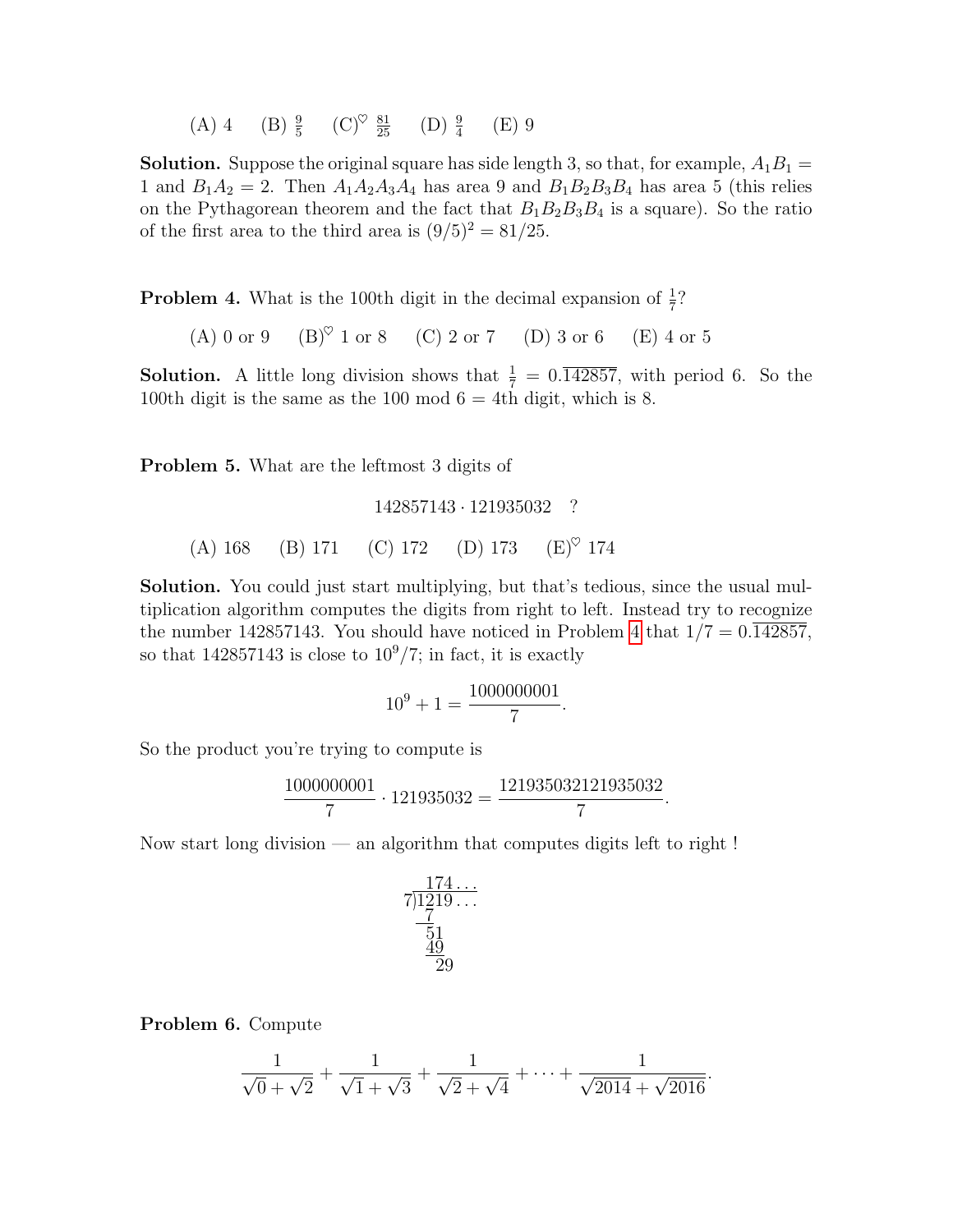(A) 4 (B) $\frac{9}{5}$ (C)$^\heartsuit$ $\frac{81}{25}$ (D) $\frac{9}{4}$ (E) 9

**Solution.** Suppose the original square has side length 3, so that, for example, $A_1B_1 = 1$ and $B_1A_2 = 2$. Then $A_1A_2A_3A_4$ has area 9 and $B_1B_2B_3B_4$ has area 5 (this relies on the Pythagorean theorem and the fact that $B_1B_2B_3B_4$ is a square). So the ratio of the first area to the third area is $(9/5)^2 = 81/25$.

**Problem 4.** What is the 100th digit in the decimal expansion of $\frac{1}{7}$?

(A) 0 or 9 (B)$^\heartsuit$ 1 or 8 (C) 2 or 7 (D) 3 or 6 (E) 4 or 5

**Solution.** A little long division shows that $\frac{1}{7} = 0.\overline{142857}$, with period 6. So the 100th digit is the same as the 100 mod 6 = 4th digit, which is 8.

**Problem 5.** What are the leftmost 3 digits of

$$142857143 \cdot 121935032 \quad ?$$

(A) 168 (B) 171 (C) 172 (D) 173 (E)$^\heartsuit$ 174

**Solution.** You could just start multiplying, but that's tedious, since the usual multiplication algorithm computes the digits from right to left. Instead try to recognize the number 142857143. You should have noticed in Problem 4 that $1/7 = 0.\overline{142857}$, so that 142857143 is close to $10^9/7$; in fact, it is exactly

$$10^9 + 1 = \frac{1000000001}{7}.$$

So the product you're trying to compute is

$$\frac{1000000001}{7} \cdot 121935032 = \frac{121935032121935032}{7}.$$

Now start long division — an algorithm that computes digits left to right !

$$\begin{array}{r} 174\ldots \\ 7\overline{)1219\ldots} \\ \underline{7\phantom{19}} \\ 51\phantom{9} \\ \underline{49\phantom{9}} \\ 29 \end{array}$$

**Problem 6.** Compute

$$\frac{1}{\sqrt{0}+\sqrt{2}} + \frac{1}{\sqrt{1}+\sqrt{3}} + \frac{1}{\sqrt{2}+\sqrt{4}} + \cdots + \frac{1}{\sqrt{2014}+\sqrt{2016}}.$$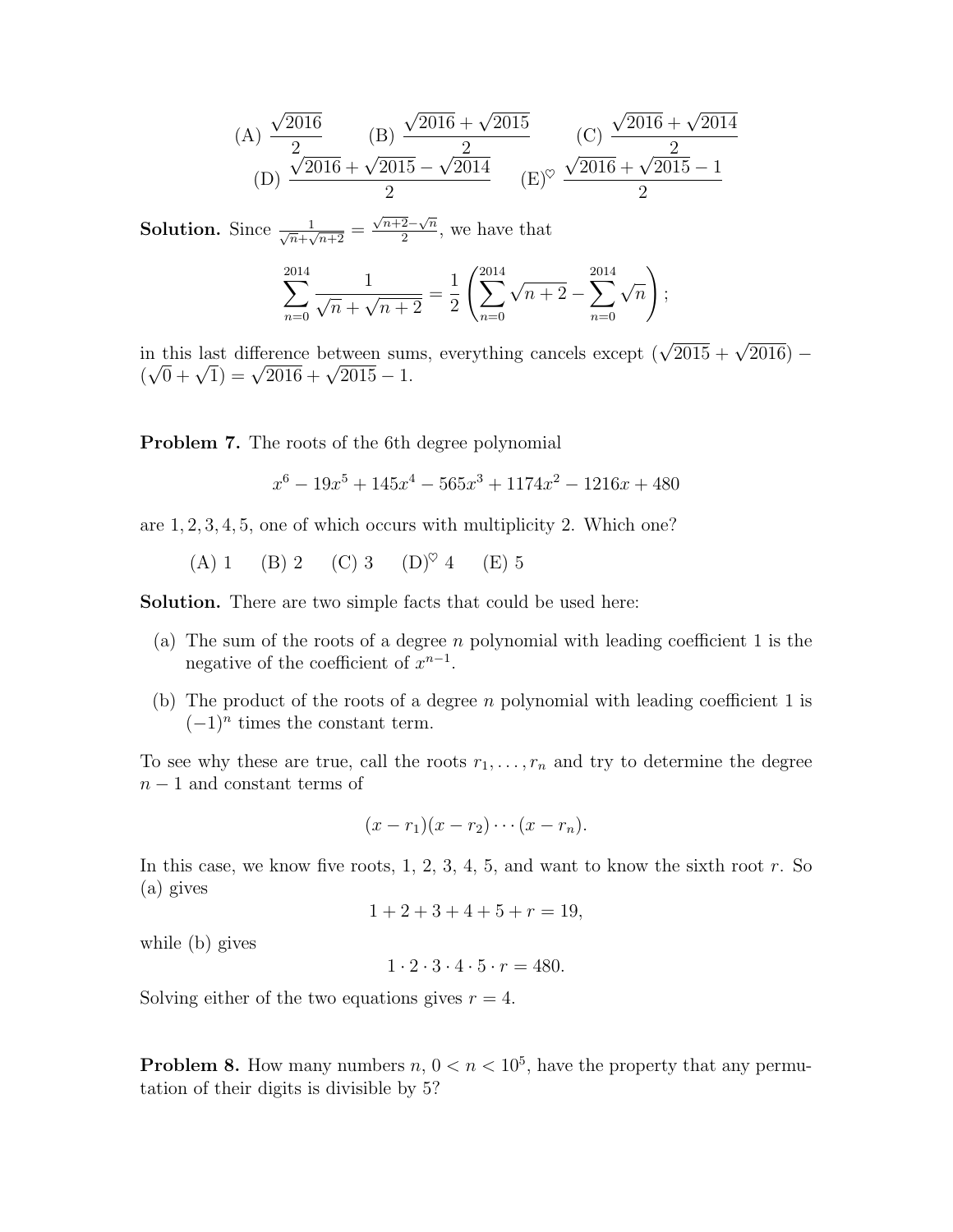(A) $\frac{\sqrt{2016}}{2}$ (B) $\frac{\sqrt{2016}+\sqrt{2015}}{2}$ (C) $\frac{\sqrt{2016}+\sqrt{2014}}{2}$
(D) $\frac{\sqrt{2016}+\sqrt{2015}-\sqrt{2014}}{2}$ (E)$^{\heartsuit}$ $\frac{\sqrt{2016}+\sqrt{2015}-1}{2}$

**Solution.** Since $\frac{1}{\sqrt{n}+\sqrt{n+2}} = \frac{\sqrt{n+2}-\sqrt{n}}{2}$, we have that

$$\sum_{n=0}^{2014} \frac{1}{\sqrt{n}+\sqrt{n+2}} = \frac{1}{2}\left(\sum_{n=0}^{2014}\sqrt{n+2} - \sum_{n=0}^{2014}\sqrt{n}\right);$$

in this last difference between sums, everything cancels except $(\sqrt{2015}+\sqrt{2016}) - (\sqrt{0}+\sqrt{1}) = \sqrt{2016}+\sqrt{2015}-1$.

**Problem 7.** The roots of the 6th degree polynomial

$$x^6 - 19x^5 + 145x^4 - 565x^3 + 1174x^2 - 1216x + 480$$

are 1, 2, 3, 4, 5, one of which occurs with multiplicity 2. Which one?

(A) 1 (B) 2 (C) 3 (D)$^{\heartsuit}$ 4 (E) 5

**Solution.** There are two simple facts that could be used here:

(a) The sum of the roots of a degree $n$ polynomial with leading coefficient 1 is the negative of the coefficient of $x^{n-1}$.

(b) The product of the roots of a degree $n$ polynomial with leading coefficient 1 is $(-1)^n$ times the constant term.

To see why these are true, call the roots $r_1, \ldots, r_n$ and try to determine the degree $n-1$ and constant terms of

$$(x-r_1)(x-r_2)\cdots(x-r_n).$$

In this case, we know five roots, 1, 2, 3, 4, 5, and want to know the sixth root $r$. So (a) gives

$$1+2+3+4+5+r = 19,$$

while (b) gives

$$1\cdot 2\cdot 3\cdot 4\cdot 5\cdot r = 480.$$

Solving either of the two equations gives $r = 4$.

**Problem 8.** How many numbers $n$, $0 < n < 10^5$, have the property that any permutation of their digits is divisible by 5?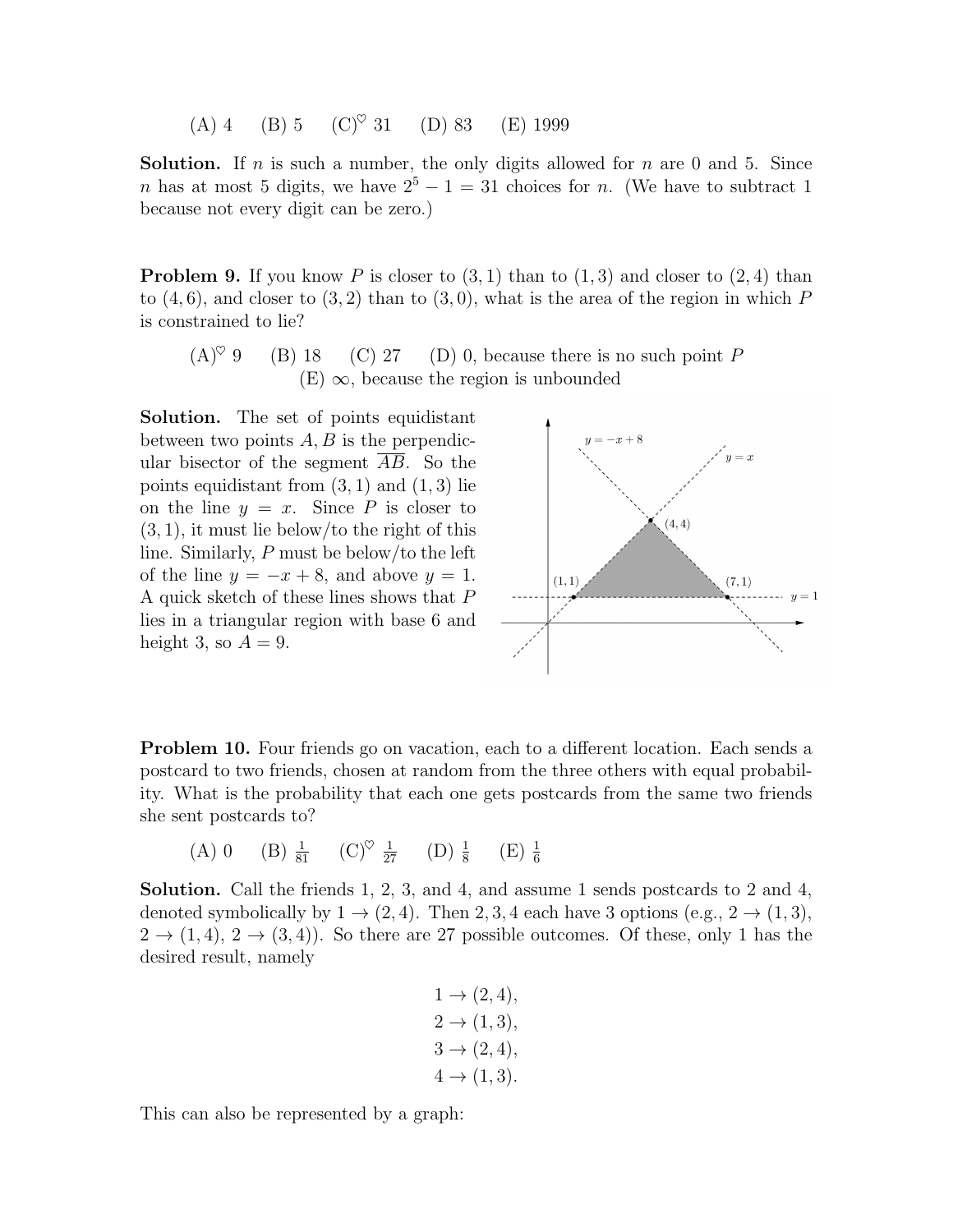(A) 4 (B) 5 (C)$^\heartsuit$ 31 (D) 83 (E) 1999

**Solution.** If $n$ is such a number, the only digits allowed for $n$ are 0 and 5. Since $n$ has at most 5 digits, we have $2^5 - 1 = 31$ choices for $n$. (We have to subtract 1 because not every digit can be zero.)

**Problem 9.** If you know $P$ is closer to $(3, 1)$ than to $(1, 3)$ and closer to $(2, 4)$ than to $(4, 6)$, and closer to $(3, 2)$ than to $(3, 0)$, what is the area of the region in which $P$ is constrained to lie?

(A)$^\heartsuit$ 9 (B) 18 (C) 27 (D) 0, because there is no such point $P$ (E) $\infty$, because the region is unbounded

**Solution.** The set of points equidistant between two points $A, B$ is the perpendicular bisector of the segment $\overline{AB}$. So the points equidistant from $(3, 1)$ and $(1, 3)$ lie on the line $y = x$. Since $P$ is closer to $(3, 1)$, it must lie below/to the right of this line. Similarly, $P$ must be below/to the left of the line $y = -x + 8$, and above $y = 1$. A quick sketch of these lines shows that $P$ lies in a triangular region with base 6 and height 3, so $A = 9$.

**Problem 10.** Four friends go on vacation, each to a different location. Each sends a postcard to two friends, chosen at random from the three others with equal probability. What is the probability that each one gets postcards from the same two friends she sent postcards to?

(A) 0 (B) $\frac{1}{81}$ (C)$^\heartsuit$ $\frac{1}{27}$ (D) $\frac{1}{8}$ (E) $\frac{1}{6}$

**Solution.** Call the friends 1, 2, 3, and 4, and assume 1 sends postcards to 2 and 4, denoted symbolically by $1 \to (2, 4)$. Then 2, 3, 4 each have 3 options (e.g., $2 \to (1, 3)$, $2 \to (1, 4)$, $2 \to (3, 4)$). So there are 27 possible outcomes. Of these, only 1 has the desired result, namely

$$
\begin{aligned}
1 &\to (2, 4), \\
2 &\to (1, 3), \\
3 &\to (2, 4), \\
4 &\to (1, 3).
\end{aligned}
$$

This can also be represented by a graph: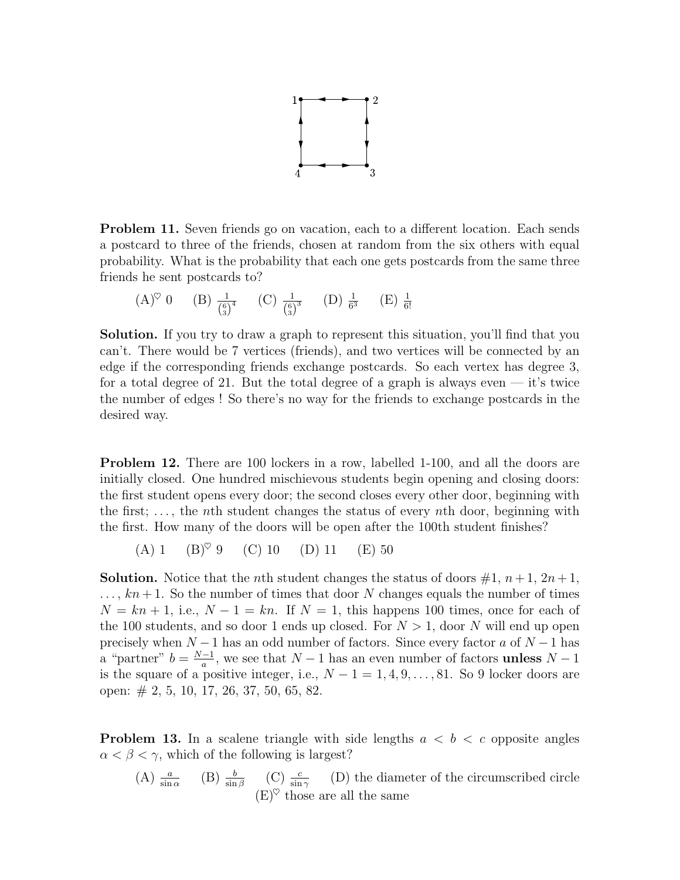**Problem 11.** Seven friends go on vacation, each to a different location. Each sends a postcard to three of the friends, chosen at random from the six others with equal probability. What is the probability that each one gets postcards from the same three friends he sent postcards to?

(A)$^\heartsuit$ 0 (B) $\frac{1}{\binom{6}{3}^4}$ (C) $\frac{1}{\binom{6}{3}^3}$ (D) $\frac{1}{6^3}$ (E) $\frac{1}{6!}$

**Solution.** If you try to draw a graph to represent this situation, you'll find that you can't. There would be 7 vertices (friends), and two vertices will be connected by an edge if the corresponding friends exchange postcards. So each vertex has degree 3, for a total degree of 21. But the total degree of a graph is always even — it's twice the number of edges ! So there's no way for the friends to exchange postcards in the desired way.

**Problem 12.** There are 100 lockers in a row, labelled 1-100, and all the doors are initially closed. One hundred mischievous students begin opening and closing doors: the first student opens every door; the second closes every other door, beginning with the first; . . . , the $n$th student changes the status of every $n$th door, beginning with the first. How many of the doors will be open after the 100th student finishes?

(A) 1 (B)$^\heartsuit$ 9 (C) 10 (D) 11 (E) 50

**Solution.** Notice that the $n$th student changes the status of doors #1, $n+1$, $2n+1$, $\ldots$, $kn+1$. So the number of times that door $N$ changes equals the number of times $N = kn + 1$, i.e., $N - 1 = kn$. If $N = 1$, this happens 100 times, once for each of the 100 students, and so door 1 ends up closed. For $N > 1$, door $N$ will end up open precisely when $N - 1$ has an odd number of factors. Since every factor $a$ of $N - 1$ has a "partner" $b = \frac{N-1}{a}$, we see that $N - 1$ has an even number of factors **unless** $N - 1$ is the square of a positive integer, i.e., $N - 1 = 1, 4, 9, \ldots, 81$. So 9 locker doors are open: # 2, 5, 10, 17, 26, 37, 50, 65, 82.

**Problem 13.** In a scalene triangle with side lengths $a < b < c$ opposite angles $\alpha < \beta < \gamma$, which of the following is largest?

(A) $\frac{a}{\sin\alpha}$ (B) $\frac{b}{\sin\beta}$ (C) $\frac{c}{\sin\gamma}$ (D) the diameter of the circumscribed circle
(E)$^\heartsuit$ those are all the same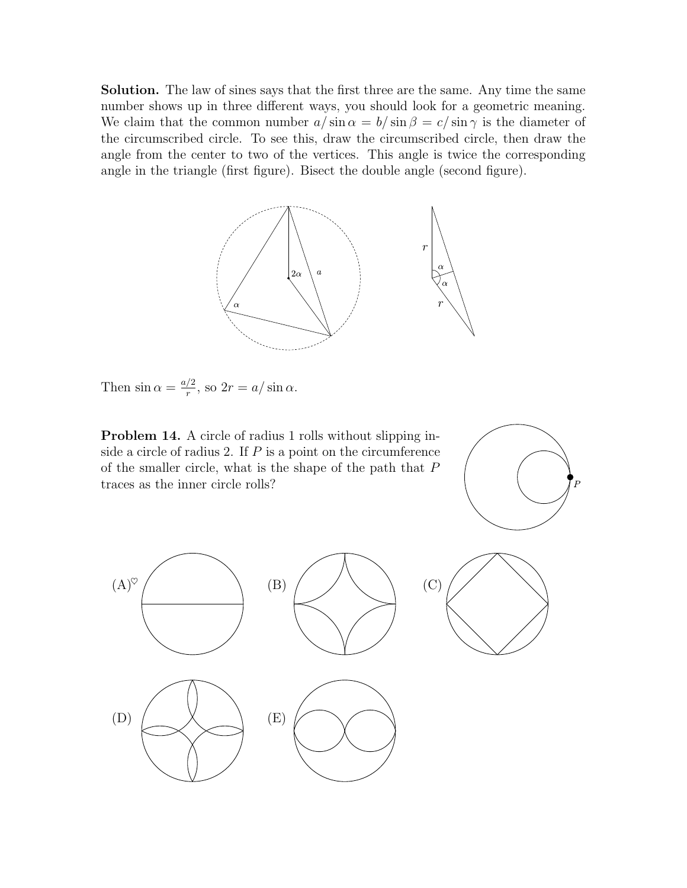**Solution.** The law of sines says that the first three are the same. Any time the same number shows up in three different ways, you should look for a geometric meaning. We claim that the common number $a/\sin\alpha = b/\sin\beta = c/\sin\gamma$ is the diameter of the circumscribed circle. To see this, draw the circumscribed circle, then draw the angle from the center to two of the vertices. This angle is twice the corresponding angle in the triangle (first figure). Bisect the double angle (second figure).

Then $\sin\alpha = \frac{a/2}{r}$, so $2r = a/\sin\alpha$.

**Problem 14.** A circle of radius 1 rolls without slipping inside a circle of radius 2. If $P$ is a point on the circumference of the smaller circle, what is the shape of the path that $P$ traces as the inner circle rolls?

(A)$^\heartsuit$

(B)

(C)

(D)

(E)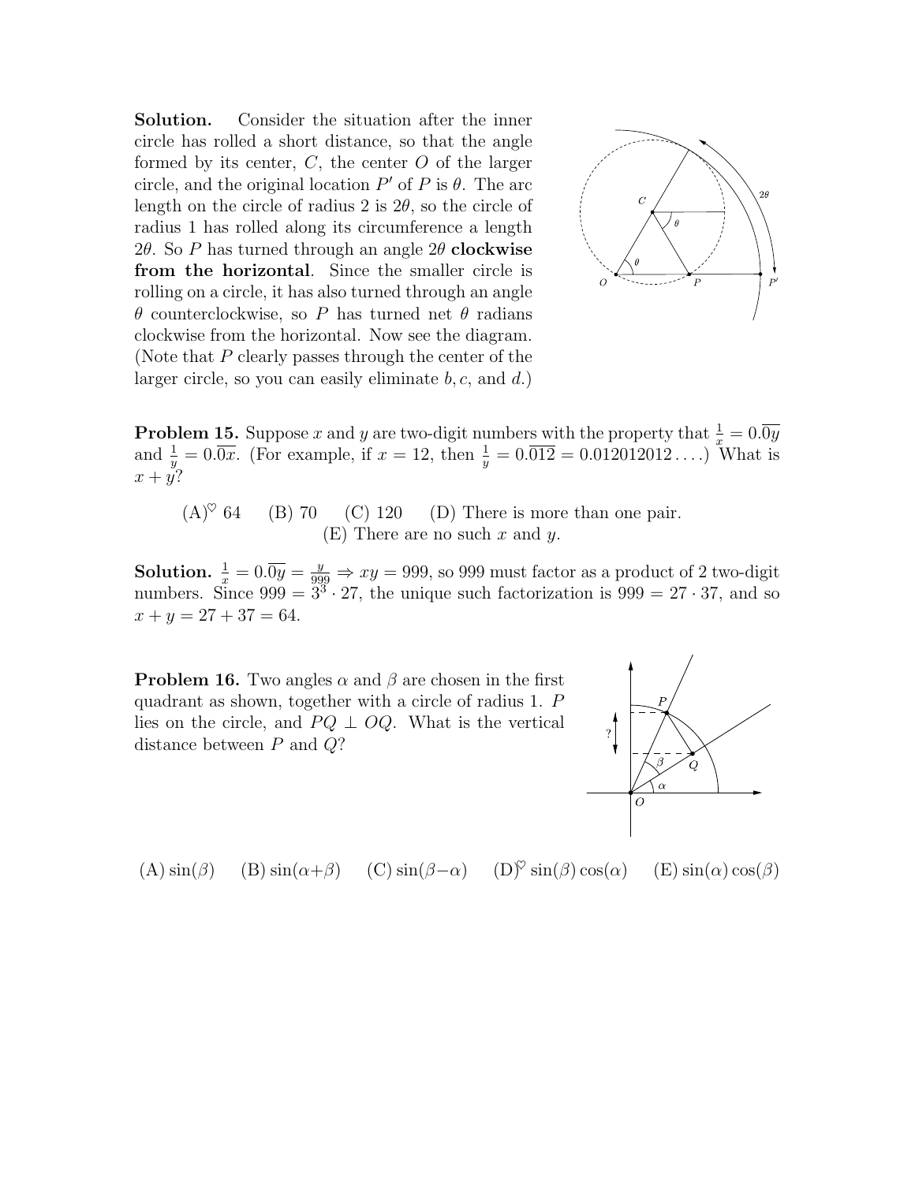**Solution.** Consider the situation after the inner circle has rolled a short distance, so that the angle formed by its center, $C$, the center $O$ of the larger circle, and the original location $P'$ of $P$ is $\theta$. The arc length on the circle of radius 2 is $2\theta$, so the circle of radius 1 has rolled along its circumference a length $2\theta$. So $P$ has turned through an angle $2\theta$ **clockwise from the horizontal**. Since the smaller circle is rolling on a circle, it has also turned through an angle $\theta$ counterclockwise, so $P$ has turned net $\theta$ radians clockwise from the horizontal. Now see the diagram. (Note that $P$ clearly passes through the center of the larger circle, so you can easily eliminate $b, c$, and $d$.)

**Problem 15.** Suppose $x$ and $y$ are two-digit numbers with the property that $\frac{1}{x} = 0.\overline{0y}$ and $\frac{1}{y} = 0.\overline{0x}$. (For example, if $x = 12$, then $\frac{1}{y} = 0.\overline{012} = 0.012012012\ldots$.) What is $x + y$?

(A)$^\heartsuit$ 64 (B) 70 (C) 120 (D) There is more than one pair. (E) There are no such $x$ and $y$.

**Solution.** $\frac{1}{x} = 0.\overline{0y} = \frac{y}{999} \Rightarrow xy = 999$, so 999 must factor as a product of 2 two-digit numbers. Since $999 = 3^3 \cdot 27$, the unique such factorization is $999 = 27 \cdot 37$, and so $x + y = 27 + 37 = 64$.

**Problem 16.** Two angles $\alpha$ and $\beta$ are chosen in the first quadrant as shown, together with a circle of radius 1. $P$ lies on the circle, and $PQ \perp OQ$. What is the vertical distance between $P$ and $Q$?

(A) $\sin(\beta)$ (B) $\sin(\alpha+\beta)$ (C) $\sin(\beta-\alpha)$ (D)$^\heartsuit$ $\sin(\beta)\cos(\alpha)$ (E) $\sin(\alpha)\cos(\beta)$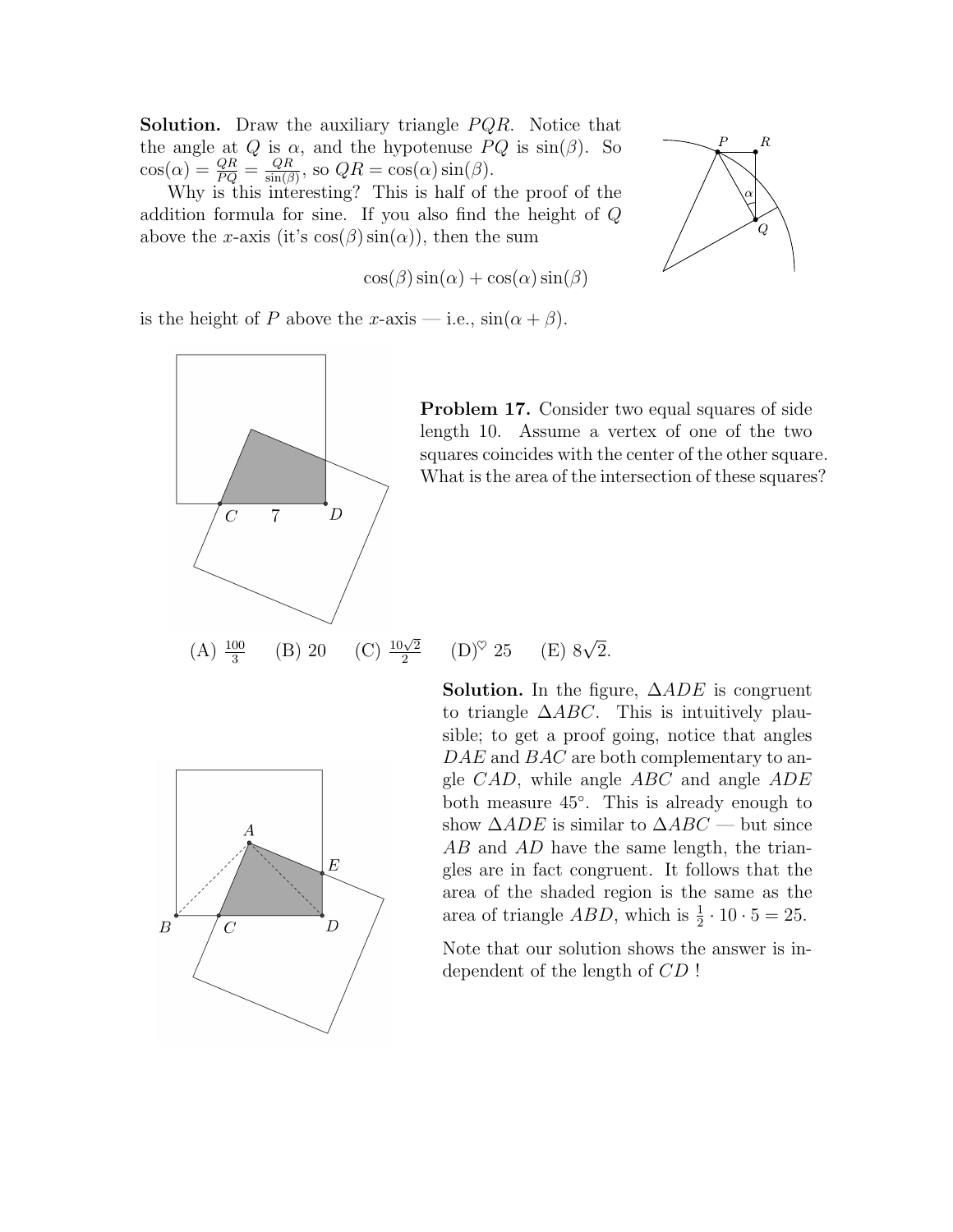**Solution.** Draw the auxiliary triangle $PQR$. Notice that the angle at $Q$ is $\alpha$, and the hypotenuse $PQ$ is $\sin(\beta)$. So $\cos(\alpha) = \frac{QR}{PQ} = \frac{QR}{\sin(\beta)}$, so $QR = \cos(\alpha)\sin(\beta)$.

Why is this interesting? This is half of the proof of the addition formula for sine. If you also find the height of $Q$ above the $x$-axis (it's $\cos(\beta)\sin(\alpha)$), then the sum

$$\cos(\beta)\sin(\alpha) + \cos(\alpha)\sin(\beta)$$

is the height of $P$ above the $x$-axis — i.e., $\sin(\alpha + \beta)$.

**Problem 17.** Consider two equal squares of side length 10. Assume a vertex of one of the two squares coincides with the center of the other square. What is the area of the intersection of these squares?

(A) $\frac{100}{3}$ (B) 20 (C) $\frac{10\sqrt{2}}{2}$ (D)$^{\heartsuit}$ 25 (E) $8\sqrt{2}$.

**Solution.** In the figure, $\Delta ADE$ is congruent to triangle $\Delta ABC$. This is intuitively plausible; to get a proof going, notice that angles $DAE$ and $BAC$ are both complementary to angle $CAD$, while angle $ABC$ and angle $ADE$ both measure 45°. This is already enough to show $\Delta ADE$ is similar to $\Delta ABC$ — but since $AB$ and $AD$ have the same length, the triangles are in fact congruent. It follows that the area of the shaded region is the same as the area of triangle $ABD$, which is $\frac{1}{2} \cdot 10 \cdot 5 = 25$.

Note that our solution shows the answer is independent of the length of $CD$ !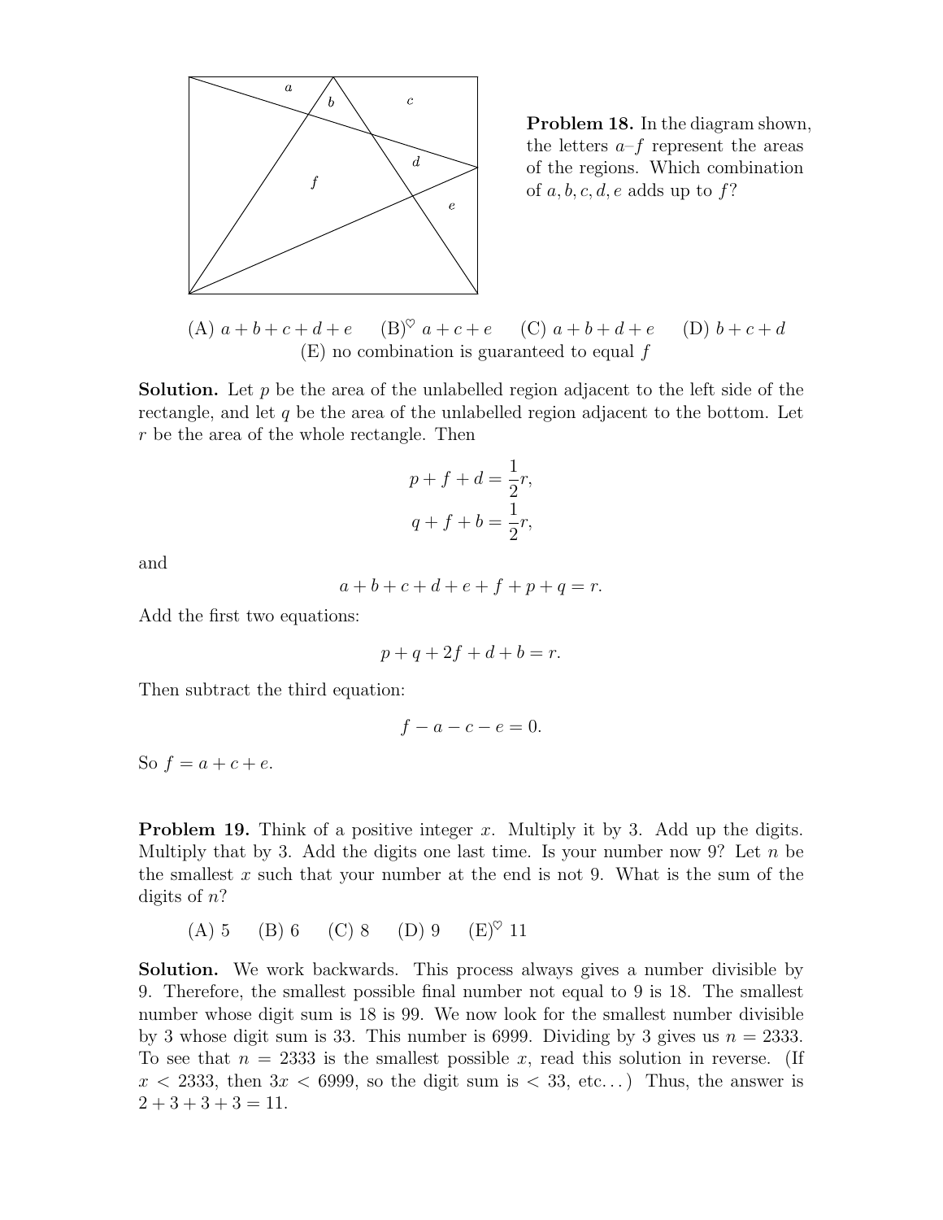**Problem 18.** In the diagram shown, the letters $a$–$f$ represent the areas of the regions. Which combination of $a, b, c, d, e$ adds up to $f$?

(A) $a+b+c+d+e$ (B)$^\heartsuit$ $a+c+e$ (C) $a+b+d+e$ (D) $b+c+d$
(E) no combination is guaranteed to equal $f$

**Solution.** Let $p$ be the area of the unlabelled region adjacent to the left side of the rectangle, and let $q$ be the area of the unlabelled region adjacent to the bottom. Let $r$ be the area of the whole rectangle. Then

$$p + f + d = \frac{1}{2}r,$$
$$q + f + b = \frac{1}{2}r,$$

and

$$a + b + c + d + e + f + p + q = r.$$

Add the first two equations:

$$p + q + 2f + d + b = r.$$

Then subtract the third equation:

$$f - a - c - e = 0.$$

So $f = a + c + e$.

**Problem 19.** Think of a positive integer $x$. Multiply it by 3. Add up the digits. Multiply that by 3. Add the digits one last time. Is your number now 9? Let $n$ be the smallest $x$ such that your number at the end is not 9. What is the sum of the digits of $n$?

(A) 5 (B) 6 (C) 8 (D) 9 (E)$^\heartsuit$ 11

**Solution.** We work backwards. This process always gives a number divisible by 9. Therefore, the smallest possible final number not equal to 9 is 18. The smallest number whose digit sum is 18 is 99. We now look for the smallest number divisible by 3 whose digit sum is 33. This number is 6999. Dividing by 3 gives us $n = 2333$. To see that $n = 2333$ is the smallest possible $x$, read this solution in reverse. (If $x < 2333$, then $3x < 6999$, so the digit sum is $< 33$, etc...) Thus, the answer is $2 + 3 + 3 + 3 = 11$.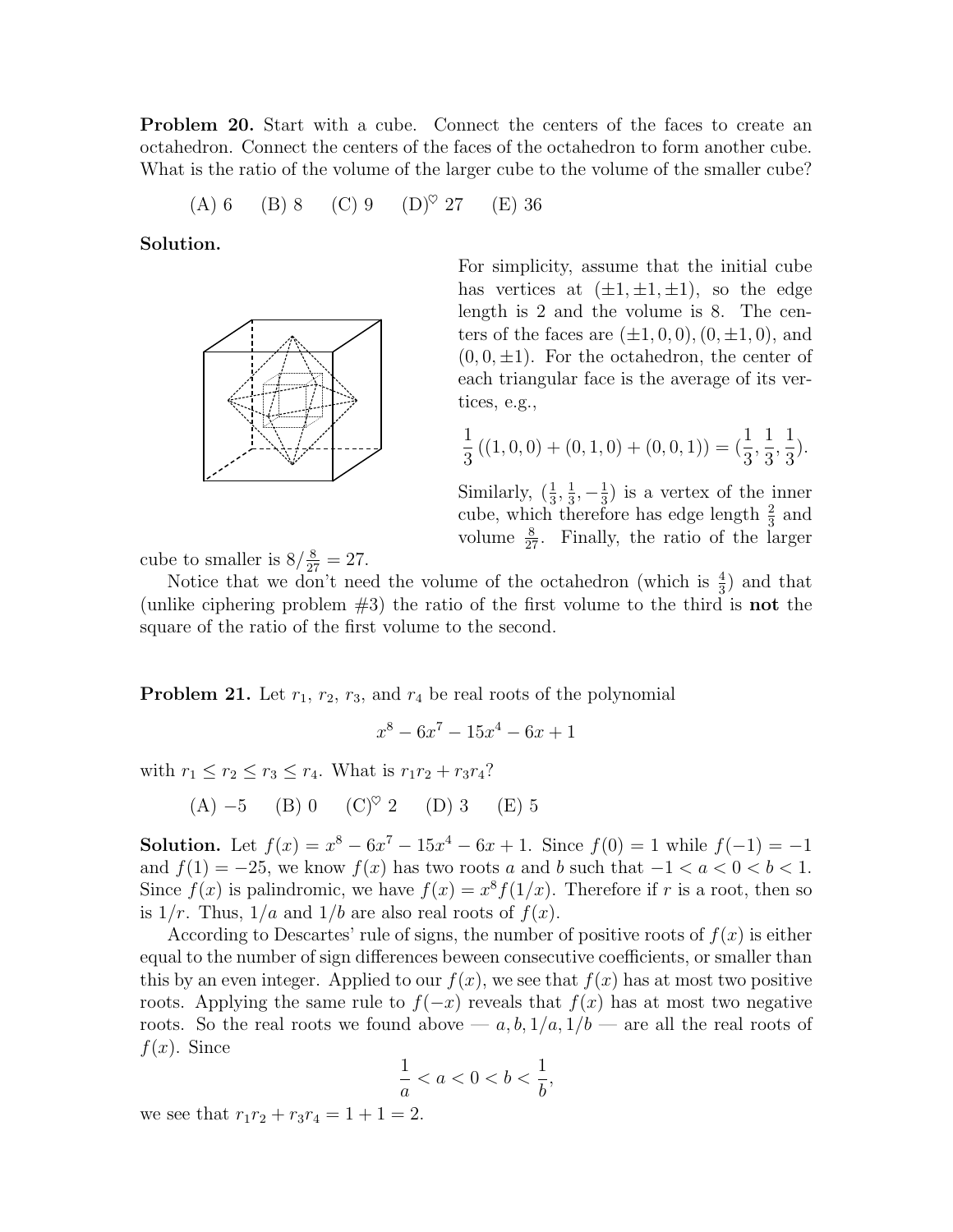**Problem 20.** Start with a cube. Connect the centers of the faces to create an octahedron. Connect the centers of the faces of the octahedron to form another cube. What is the ratio of the volume of the larger cube to the volume of the smaller cube?

(A) 6 (B) 8 (C) 9 (D)$^\heartsuit$ 27 (E) 36

**Solution.**

For simplicity, assume that the initial cube has vertices at $(\pm 1, \pm 1, \pm 1)$, so the edge length is 2 and the volume is 8. The centers of the faces are $(\pm 1, 0, 0), (0, \pm 1, 0)$, and $(0, 0, \pm 1)$. For the octahedron, the center of each triangular face is the average of its vertices, e.g.,

$$\frac{1}{3}\left((1,0,0)+(0,1,0)+(0,0,1)\right)=\left(\frac{1}{3},\frac{1}{3},\frac{1}{3}\right).$$

Similarly, $(\frac{1}{3}, \frac{1}{3}, -\frac{1}{3})$ is a vertex of the inner cube, which therefore has edge length $\frac{2}{3}$ and volume $\frac{8}{27}$. Finally, the ratio of the larger cube to smaller is $8/\frac{8}{27} = 27$.

Notice that we don't need the volume of the octahedron (which is $\frac{4}{3}$) and that (unlike ciphering problem #3) the ratio of the first volume to the third is **not** the square of the ratio of the first volume to the second.

**Problem 21.** Let $r_1$, $r_2$, $r_3$, and $r_4$ be real roots of the polynomial

$$x^8 - 6x^7 - 15x^4 - 6x + 1$$

with $r_1 \le r_2 \le r_3 \le r_4$. What is $r_1 r_2 + r_3 r_4$?

(A) $-5$ (B) 0 (C)$^\heartsuit$ 2 (D) 3 (E) 5

**Solution.** Let $f(x) = x^8 - 6x^7 - 15x^4 - 6x + 1$. Since $f(0) = 1$ while $f(-1) = -1$ and $f(1) = -25$, we know $f(x)$ has two roots $a$ and $b$ such that $-1 < a < 0 < b < 1$. Since $f(x)$ is palindromic, we have $f(x) = x^8 f(1/x)$. Therefore if $r$ is a root, then so is $1/r$. Thus, $1/a$ and $1/b$ are also real roots of $f(x)$.

According to Descartes' rule of signs, the number of positive roots of $f(x)$ is either equal to the number of sign differences beween consecutive coefficients, or smaller than this by an even integer. Applied to our $f(x)$, we see that $f(x)$ has at most two positive roots. Applying the same rule to $f(-x)$ reveals that $f(x)$ has at most two negative roots. So the real roots we found above — $a, b, 1/a, 1/b$ — are all the real roots of $f(x)$. Since

$$\frac{1}{a} < a < 0 < b < \frac{1}{b},$$

we see that $r_1 r_2 + r_3 r_4 = 1 + 1 = 2$.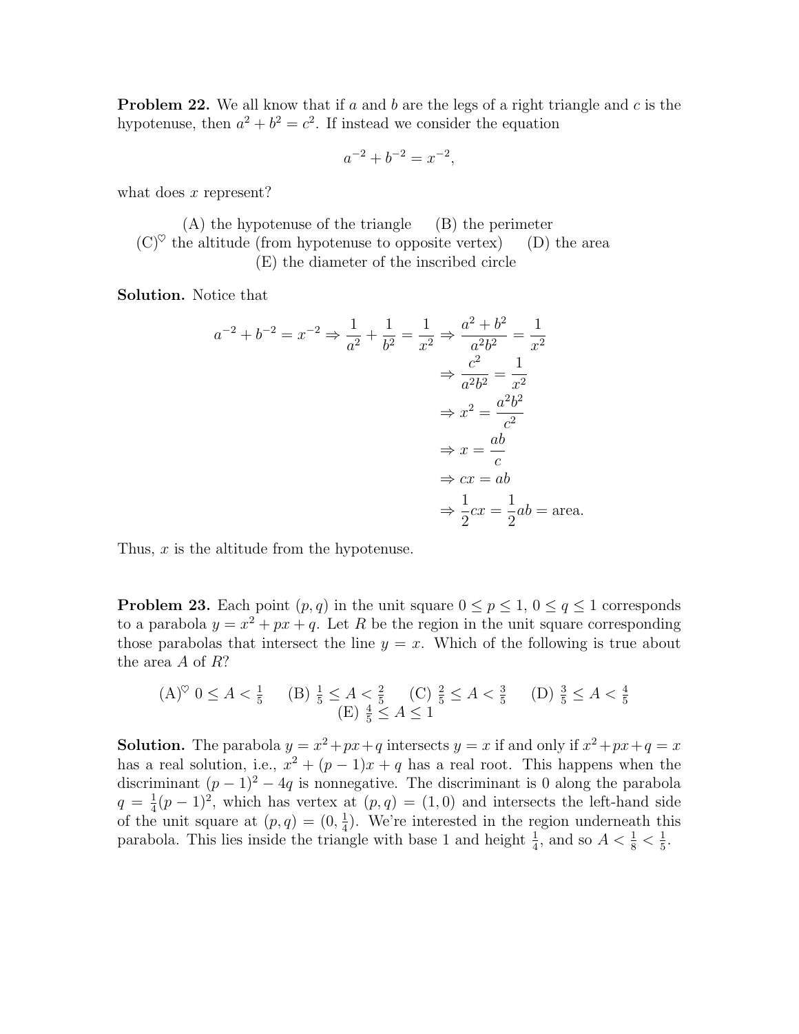**Problem 22.** We all know that if $a$ and $b$ are the legs of a right triangle and $c$ is the hypotenuse, then $a^2 + b^2 = c^2$. If instead we consider the equation

$$a^{-2} + b^{-2} = x^{-2},$$

what does $x$ represent?

(A) the hypotenuse of the triangle (B) the perimeter
(C)$^\heartsuit$ the altitude (from hypotenuse to opposite vertex) (D) the area
(E) the diameter of the inscribed circle

**Solution.** Notice that

$$\begin{aligned}
a^{-2} + b^{-2} = x^{-2} \Rightarrow \frac{1}{a^2} + \frac{1}{b^2} = \frac{1}{x^2} &\Rightarrow \frac{a^2 + b^2}{a^2 b^2} = \frac{1}{x^2} \\
&\Rightarrow \frac{c^2}{a^2 b^2} = \frac{1}{x^2} \\
&\Rightarrow x^2 = \frac{a^2 b^2}{c^2} \\
&\Rightarrow x = \frac{ab}{c} \\
&\Rightarrow cx = ab \\
&\Rightarrow \frac{1}{2}cx = \frac{1}{2}ab = \text{area}.
\end{aligned}$$

Thus, $x$ is the altitude from the hypotenuse.

**Problem 23.** Each point $(p, q)$ in the unit square $0 \le p \le 1$, $0 \le q \le 1$ corresponds to a parabola $y = x^2 + px + q$. Let $R$ be the region in the unit square corresponding those parabolas that intersect the line $y = x$. Which of the following is true about the area $A$ of $R$?

(A)$^\heartsuit$ $0 \le A < \frac{1}{5}$ (B) $\frac{1}{5} \le A < \frac{2}{5}$ (C) $\frac{2}{5} \le A < \frac{3}{5}$ (D) $\frac{3}{5} \le A < \frac{4}{5}$
(E) $\frac{4}{5} \le A \le 1$

**Solution.** The parabola $y = x^2 + px + q$ intersects $y = x$ if and only if $x^2 + px + q = x$ has a real solution, i.e., $x^2 + (p-1)x + q$ has a real root. This happens when the discriminant $(p-1)^2 - 4q$ is nonnegative. The discriminant is 0 along the parabola $q = \frac{1}{4}(p-1)^2$, which has vertex at $(p, q) = (1, 0)$ and intersects the left-hand side of the unit square at $(p, q) = (0, \frac{1}{4})$. We're interested in the region underneath this parabola. This lies inside the triangle with base 1 and height $\frac{1}{4}$, and so $A < \frac{1}{8} < \frac{1}{5}$.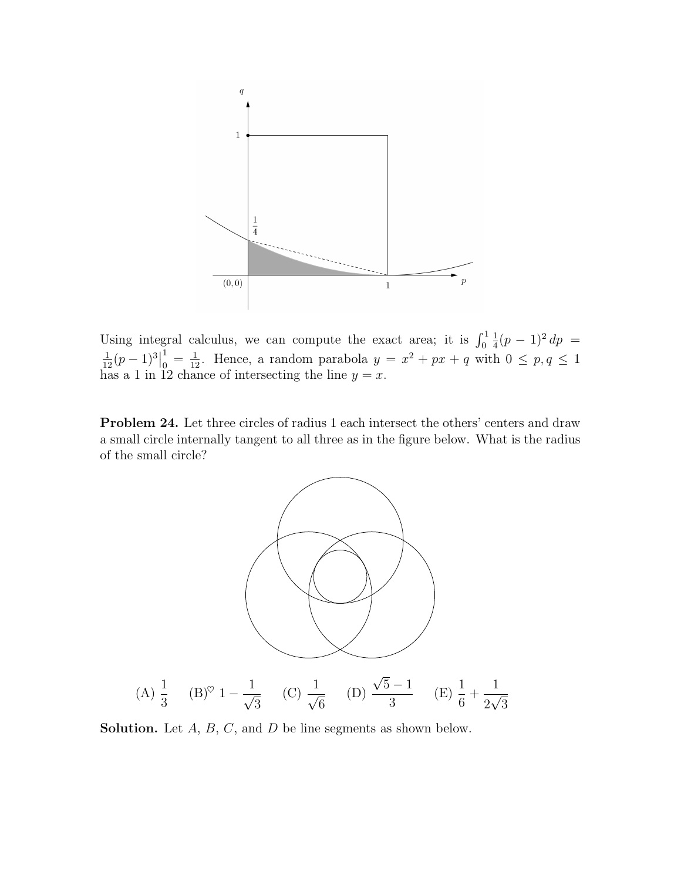Using integral calculus, we can compute the exact area; it is $\int_0^1 \frac{1}{4}(p-1)^2\,dp = \frac{1}{12}(p-1)^3\Big|_0^1 = \frac{1}{12}$. Hence, a random parabola $y = x^2 + px + q$ with $0 \le p, q \le 1$ has a 1 in 12 chance of intersecting the line $y = x$.

**Problem 24.** Let three circles of radius 1 each intersect the others' centers and draw a small circle internally tangent to all three as in the figure below. What is the radius of the small circle?

(A) $\frac{1}{3}$ (B)$^\heartsuit$ $1 - \frac{1}{\sqrt{3}}$ (C) $\frac{1}{\sqrt{6}}$ (D) $\frac{\sqrt{5}-1}{3}$ (E) $\frac{1}{6} + \frac{1}{2\sqrt{3}}$

**Solution.** Let $A$, $B$, $C$, and $D$ be line segments as shown below.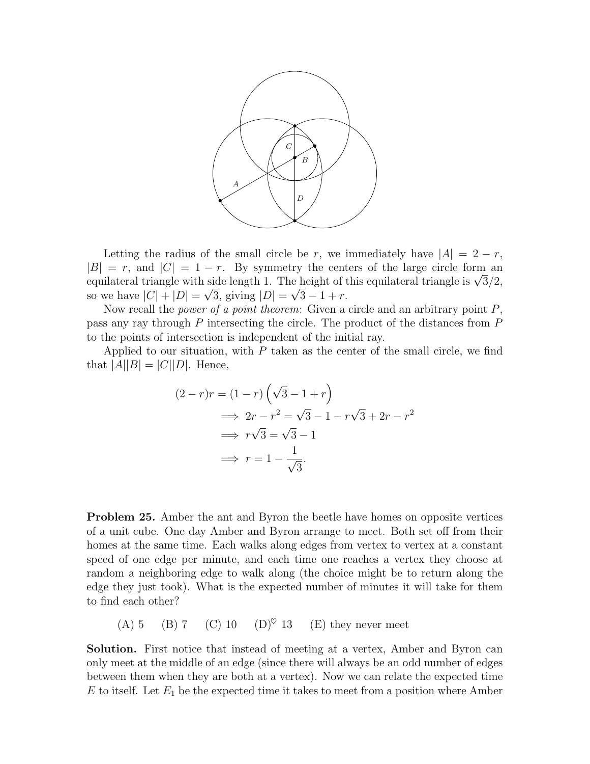Letting the radius of the small circle be $r$, we immediately have $|A| = 2 - r$, $|B| = r$, and $|C| = 1 - r$. By symmetry the centers of the large circle form an equilateral triangle with side length 1. The height of this equilateral triangle is $\sqrt{3}/2$, so we have $|C| + |D| = \sqrt{3}$, giving $|D| = \sqrt{3} - 1 + r$.

Now recall the *power of a point theorem*: Given a circle and an arbitrary point $P$, pass any ray through $P$ intersecting the circle. The product of the distances from $P$ to the points of intersection is independent of the initial ray.

Applied to our situation, with $P$ taken as the center of the small circle, we find that $|A||B| = |C||D|$. Hence,

$$
\begin{aligned}
(2-r)r &= (1-r)\left(\sqrt{3} - 1 + r\right) \\
&\implies 2r - r^2 = \sqrt{3} - 1 - r\sqrt{3} + 2r - r^2 \\
&\implies r\sqrt{3} = \sqrt{3} - 1 \\
&\implies r = 1 - \frac{1}{\sqrt{3}}.
\end{aligned}
$$

**Problem 25.** Amber the ant and Byron the beetle have homes on opposite vertices of a unit cube. One day Amber and Byron arrange to meet. Both set off from their homes at the same time. Each walks along edges from vertex to vertex at a constant speed of one edge per minute, and each time one reaches a vertex they choose at random a neighboring edge to walk along (the choice might be to return along the edge they just took). What is the expected number of minutes it will take for them to find each other?

(A) 5 (B) 7 (C) 10 (D)$^\heartsuit$ 13 (E) they never meet

**Solution.** First notice that instead of meeting at a vertex, Amber and Byron can only meet at the middle of an edge (since there will always be an odd number of edges between them when they are both at a vertex). Now we can relate the expected time $E$ to itself. Let $E_1$ be the expected time it takes to meet from a position where Amber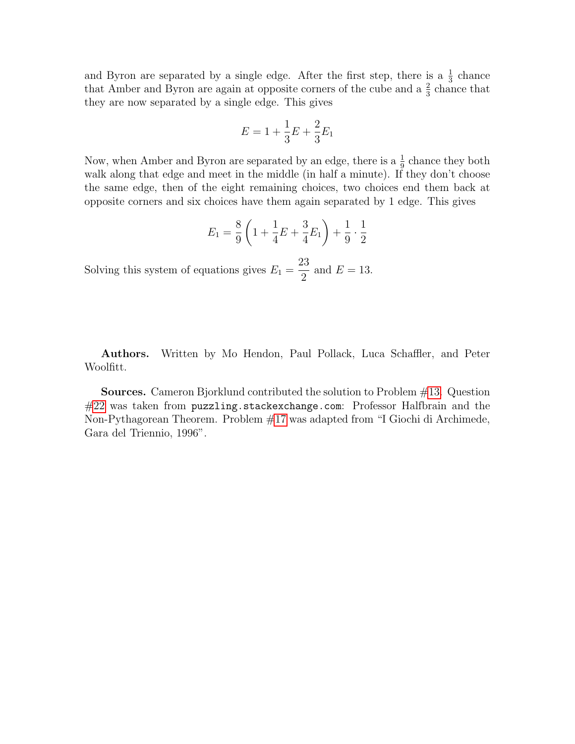and Byron are separated by a single edge. After the first step, there is a $\frac{1}{3}$ chance that Amber and Byron are again at opposite corners of the cube and a $\frac{2}{3}$ chance that they are now separated by a single edge. This gives

$$E = 1 + \frac{1}{3}E + \frac{2}{3}E_1$$

Now, when Amber and Byron are separated by an edge, there is a $\frac{1}{9}$ chance they both walk along that edge and meet in the middle (in half a minute). If they don't choose the same edge, then of the eight remaining choices, two choices end them back at opposite corners and six choices have them again separated by 1 edge. This gives

$$E_1 = \frac{8}{9}\left(1 + \frac{1}{4}E + \frac{3}{4}E_1\right) + \frac{1}{9} \cdot \frac{1}{2}$$

Solving this system of equations gives $E_1 = \dfrac{23}{2}$ and $E = 13$.

**Authors.** Written by Mo Hendon, Paul Pollack, Luca Schaffler, and Peter Woolfitt.

**Sources.** Cameron Bjorklund contributed the solution to Problem #13. Question #22 was taken from `puzzling.stackexchange.com`: Professor Halfbrain and the Non-Pythagorean Theorem. Problem #17 was adapted from "I Giochi di Archimede, Gara del Triennio, 1996".